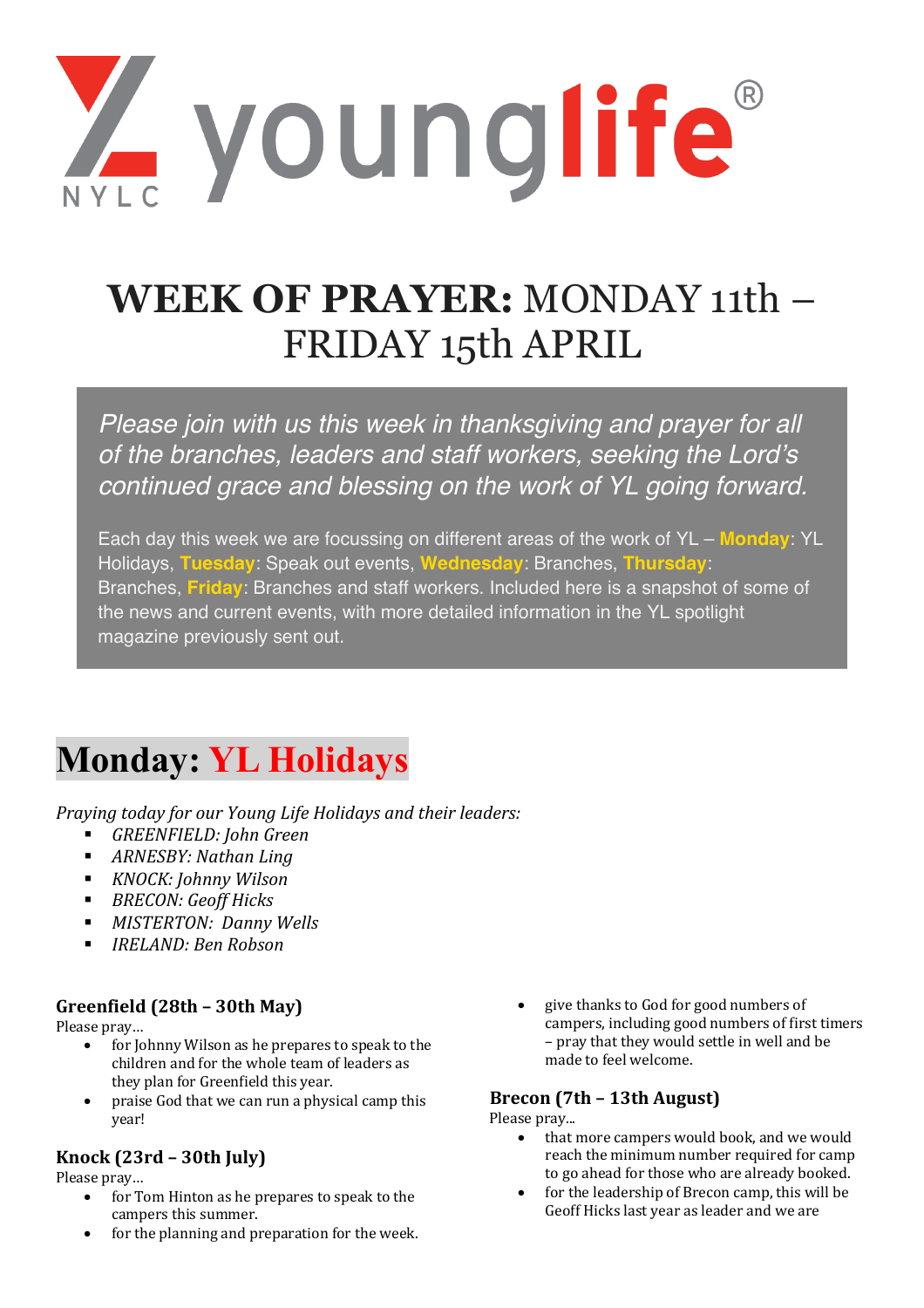young**life**® NYLC

# **WEEK OF PRAYER:** MONDAY 11th – FRIDAY 15th APRIL

*Please join with us this week in thanksgiving and prayer for all of the branches, leaders and staff workers, seeking the Lord's continued grace and blessing on the work of YL going forward.*

Each day this week we are focussing on different areas of the work of YL – **Monday**: YL Holidays, **Tuesday**: Speak out events, **Wednesday**: Branches, **Thursday**: Branches, **Friday**: Branches and staff workers. Included here is a snapshot of some of the news and current events, with more detailed information in the YL spotlight magazine previously sent out.

## Monday: YL Holidays

*Praying today for our Young Life Holidays and their leaders:*

- *GREENFIELD: John Green*
- *ARNESBY: Nathan Ling*
- *KNOCK: Johnny Wilson*
- *BRECON: Geoff Hicks*
- *MISTERTON: Danny Wells*
- *IRELAND: Ben Robson*

### Greenfield (28th – 30th May)

Please pray…

- for Johnny Wilson as he prepares to speak to the children and for the whole team of leaders as they plan for Greenfield this year.
- praise God that we can run a physical camp this year!

### Knock (23rd – 30th July)

Please pray…

- for Tom Hinton as he prepares to speak to the campers this summer.
- for the planning and preparation for the week.
- give thanks to God for good numbers of campers, including good numbers of first timers – pray that they would settle in well and be made to feel welcome.

### Brecon (7th – 13th August)

Please pray...

- that more campers would book, and we would reach the minimum number required for camp to go ahead for those who are already booked.
- for the leadership of Brecon camp, this will be Geoff Hicks last year as leader and we are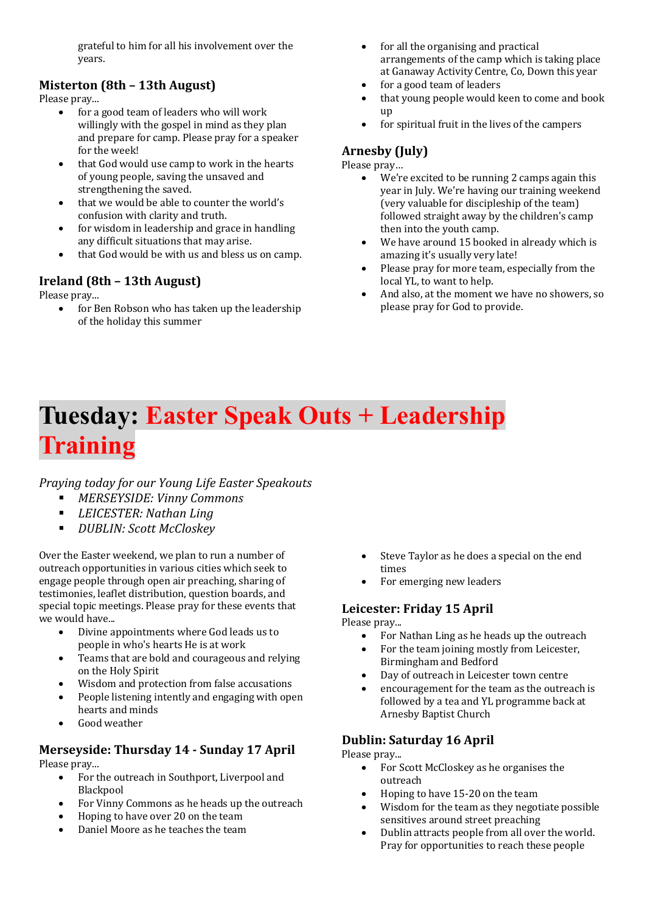grateful to him for all his involvement over the years.

### Misterton (8th – 13th August)

Please pray...

- for a good team of leaders who will work willingly with the gospel in mind as they plan and prepare for camp. Please pray for a speaker for the week!
- that God would use camp to work in the hearts of young people, saving the unsaved and strengthening the saved.
- that we would be able to counter the world's confusion with clarity and truth.
- for wisdom in leadership and grace in handling any difficult situations that may arise.
- that God would be with us and bless us on camp.

### Ireland (8th – 13th August)

Please pray...

- for Ben Robson who has taken up the leadership of the holiday this summer
- for all the organising and practical arrangements of the camp which is taking place at Ganaway Activity Centre, Co, Down this year
- for a good team of leaders
- that young people would keen to come and book up
- for spiritual fruit in the lives of the campers

### Arnesby (July)

Please pray...

- We're excited to be running 2 camps again this year in July. We're having our training weekend (very valuable for discipleship of the team) followed straight away by the children's camp then into the youth camp.
- We have around 15 booked in already which is amazing it's usually very late!
- Please pray for more team, especially from the local YL, to want to help.
- And also, at the moment we have no showers, so please pray for God to provide.

# Tuesday: Easter Speak Outs + Leadership Training

*Praying today for our Young Life Easter Speakouts*

- *MERSEYSIDE: Vinny Commons*
- *LEICESTER: Nathan Ling*
- *DUBLIN: Scott McCloskey*

Over the Easter weekend, we plan to run a number of outreach opportunities in various cities which seek to engage people through open air preaching, sharing of testimonies, leaflet distribution, question boards, and special topic meetings. Please pray for these events that we would have...

- Divine appointments where God leads us to people in who's hearts He is at work
- Teams that are bold and courageous and relying on the Holy Spirit
- Wisdom and protection from false accusations
- People listening intently and engaging with open hearts and minds
- Good weather

### Merseyside: Thursday 14 - Sunday 17 April

Please pray...

- For the outreach in Southport, Liverpool and Blackpool
- For Vinny Commons as he heads up the outreach
- Hoping to have over 20 on the team
- Daniel Moore as he teaches the team
- Steve Taylor as he does a special on the end times
- For emerging new leaders

### Leicester: Friday 15 April

Please pray...

- For Nathan Ling as he heads up the outreach
- For the team joining mostly from Leicester, Birmingham and Bedford
- Day of outreach in Leicester town centre
- encouragement for the team as the outreach is followed by a tea and YL programme back at Arnesby Baptist Church

### Dublin: Saturday 16 April

Please pray...

- For Scott McCloskey as he organises the outreach
- Hoping to have 15-20 on the team
- Wisdom for the team as they negotiate possible sensitives around street preaching
- Dublin attracts people from all over the world. Pray for opportunities to reach these people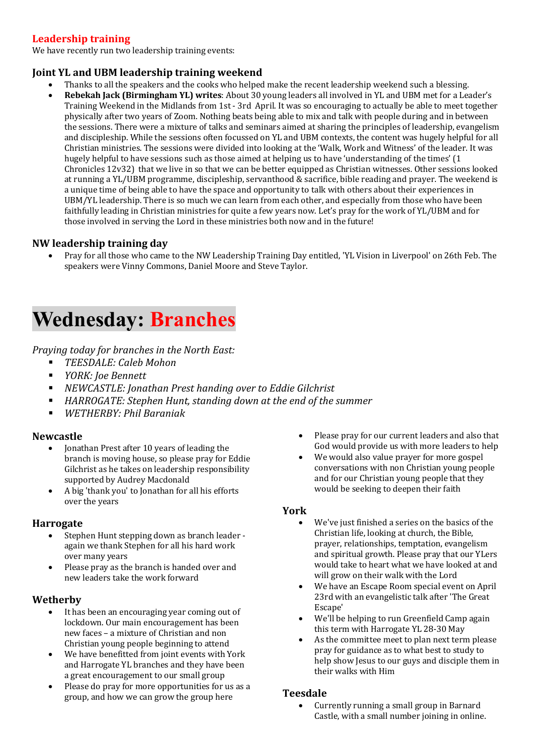## Leadership training

We have recently run two leadership training events:

### Joint YL and UBM leadership training weekend

- Thanks to all the speakers and the cooks who helped make the recent leadership weekend such a blessing.
- **Rebekah Jack (Birmingham YL) writes**: About 30 young leaders all involved in YL and UBM met for a Leader's Training Weekend in the Midlands from 1st - 3rd April. It was so encouraging to actually be able to meet together physically after two years of Zoom. Nothing beats being able to mix and talk with people during and in between the sessions. There were a mixture of talks and seminars aimed at sharing the principles of leadership, evangelism and discipleship. While the sessions often focussed on YL and UBM contexts, the content was hugely helpful for all Christian ministries. The sessions were divided into looking at the 'Walk, Work and Witness' of the leader. It was hugely helpful to have sessions such as those aimed at helping us to have 'understanding of the times' (1 Chronicles 12v32) that we live in so that we can be better equipped as Christian witnesses. Other sessions looked at running a YL/UBM programme, discipleship, servanthood & sacrifice, bible reading and prayer. The weekend is a unique time of being able to have the space and opportunity to talk with others about their experiences in UBM/YL leadership. There is so much we can learn from each other, and especially from those who have been faithfully leading in Christian ministries for quite a few years now. Let's pray for the work of YL/UBM and for those involved in serving the Lord in these ministries both now and in the future!

### NW leadership training day

- Pray for all those who came to the NW Leadership Training Day entitled, 'YL Vision in Liverpool' on 26th Feb. The speakers were Vinny Commons, Daniel Moore and Steve Taylor.

# Wednesday: Branches

*Praying today for branches in the North East:*

- *TEESDALE: Caleb Mohon*
- *YORK: Joe Bennett*
- *NEWCASTLE: Jonathan Prest handing over to Eddie Gilchrist*
- *HARROGATE: Stephen Hunt, standing down at the end of the summer*
- *WETHERBY: Phil Baraniak*

### Newcastle

- Jonathan Prest after 10 years of leading the branch is moving house, so please pray for Eddie Gilchrist as he takes on leadership responsibility supported by Audrey Macdonald
- A big 'thank you' to Jonathan for all his efforts over the years

### Harrogate

- Stephen Hunt stepping down as branch leader - again we thank Stephen for all his hard work over many years
- Please pray as the branch is handed over and new leaders take the work forward

### Wetherby

- It has been an encouraging year coming out of lockdown. Our main encouragement has been new faces – a mixture of Christian and non Christian young people beginning to attend
- We have benefitted from joint events with York and Harrogate YL branches and they have been a great encouragement to our small group
- Please do pray for more opportunities for us as a group, and how we can grow the group here
- Please pray for our current leaders and also that God would provide us with more leaders to help
- We would also value prayer for more gospel conversations with non Christian young people and for our Christian young people that they would be seeking to deepen their faith

### York

- We've just finished a series on the basics of the Christian life, looking at church, the Bible, prayer, relationships, temptation, evangelism and spiritual growth. Please pray that our YLers would take to heart what we have looked at and will grow on their walk with the Lord
- We have an Escape Room special event on April 23rd with an evangelistic talk after 'The Great Escape'
- We'll be helping to run Greenfield Camp again this term with Harrogate YL 28-30 May
- As the committee meet to plan next term please pray for guidance as to what best to study to help show Jesus to our guys and disciple them in their walks with Him

### Teesdale

- Currently running a small group in Barnard Castle, with a small number joining in online.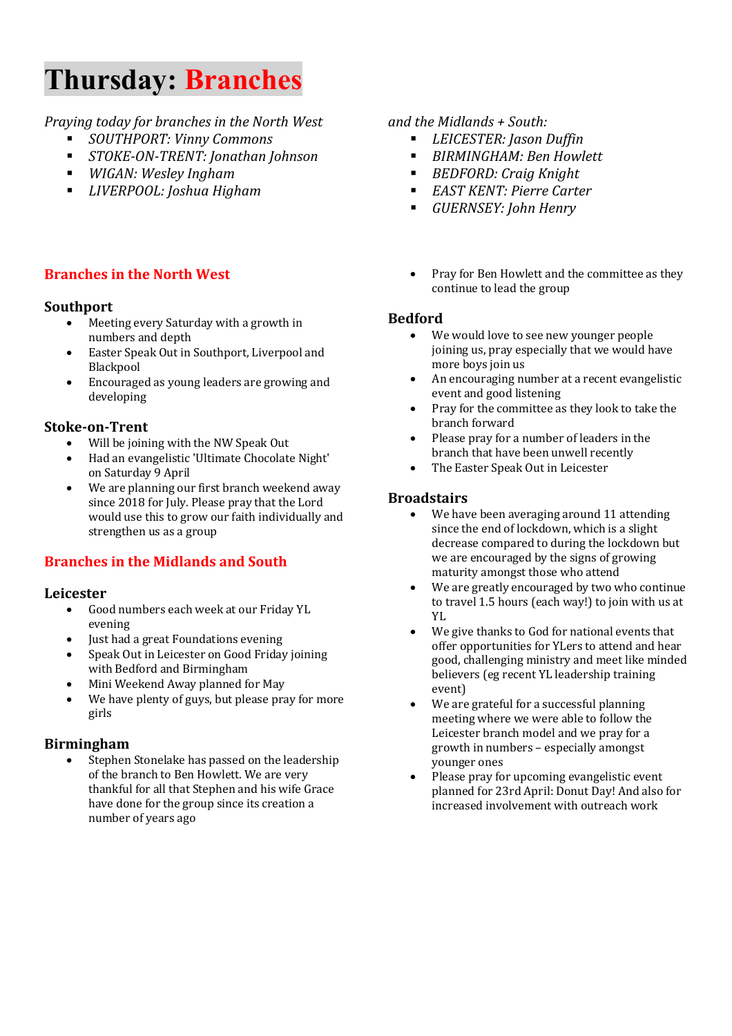# Thursday: Branches

*Praying today for branches in the North West*

- *SOUTHPORT: Vinny Commons*
- *STOKE-ON-TRENT: Jonathan Johnson*
- *WIGAN: Wesley Ingham*
- *LIVERPOOL: Joshua Higham*

*and the Midlands + South:*

- *LEICESTER: Jason Duffin*
- *BIRMINGHAM: Ben Howlett*
- *BEDFORD: Craig Knight*
- *EAST KENT: Pierre Carter*
- *GUERNSEY: John Henry*

## Branches in the North West

### Southport

- Meeting every Saturday with a growth in numbers and depth
- Easter Speak Out in Southport, Liverpool and Blackpool
- Encouraged as young leaders are growing and developing

### Stoke-on-Trent

- Will be joining with the NW Speak Out
- Had an evangelistic 'Ultimate Chocolate Night' on Saturday 9 April
- We are planning our first branch weekend away since 2018 for July. Please pray that the Lord would use this to grow our faith individually and strengthen us as a group

## Branches in the Midlands and South

### Leicester

- Good numbers each week at our Friday YL evening
- Just had a great Foundations evening
- Speak Out in Leicester on Good Friday joining with Bedford and Birmingham
- Mini Weekend Away planned for May
- We have plenty of guys, but please pray for more girls

### Birmingham

- Stephen Stonelake has passed on the leadership of the branch to Ben Howlett. We are very thankful for all that Stephen and his wife Grace have done for the group since its creation a number of years ago
- Pray for Ben Howlett and the committee as they continue to lead the group

### Bedford

- We would love to see new younger people joining us, pray especially that we would have more boys join us
- An encouraging number at a recent evangelistic event and good listening
- Pray for the committee as they look to take the branch forward
- Please pray for a number of leaders in the branch that have been unwell recently
- The Easter Speak Out in Leicester

### Broadstairs

- We have been averaging around 11 attending since the end of lockdown, which is a slight decrease compared to during the lockdown but we are encouraged by the signs of growing maturity amongst those who attend
- We are greatly encouraged by two who continue to travel 1.5 hours (each way!) to join with us at YL
- We give thanks to God for national events that offer opportunities for YLers to attend and hear good, challenging ministry and meet like minded believers (eg recent YL leadership training event)
- We are grateful for a successful planning meeting where we were able to follow the Leicester branch model and we pray for a growth in numbers – especially amongst younger ones
- Please pray for upcoming evangelistic event planned for 23rd April: Donut Day! And also for increased involvement with outreach work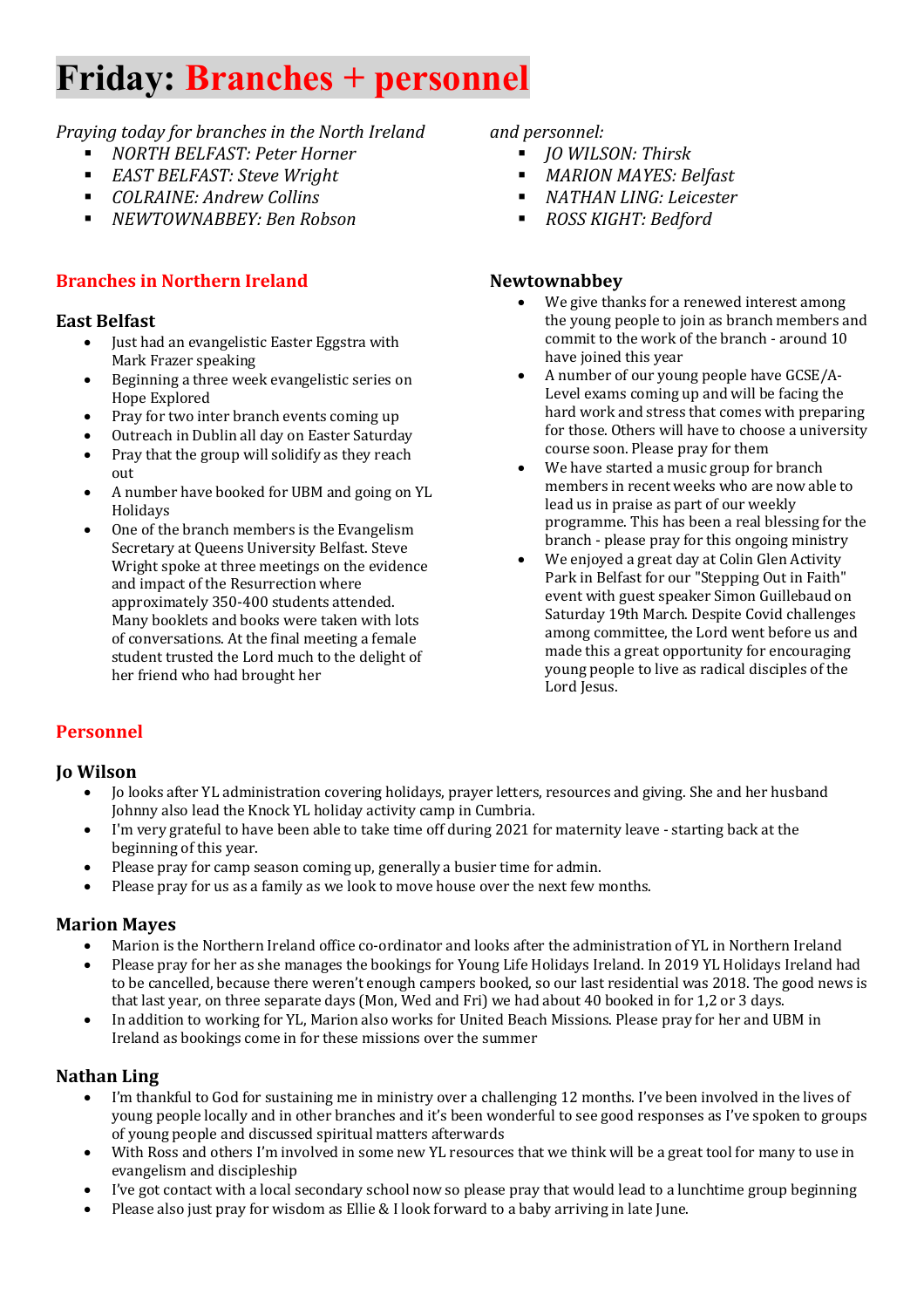# Friday: Branches + personnel

*Praying today for branches in the North Ireland*

- *NORTH BELFAST: Peter Horner*
- *EAST BELFAST: Steve Wright*
- *COLRAINE: Andrew Collins*
- *NEWTOWNABBEY: Ben Robson*

*and personnel:*

- *JO WILSON: Thirsk*
- *MARION MAYES: Belfast*
- *NATHAN LING: Leicester*
- *ROSS KIGHT: Bedford*

## Branches in Northern Ireland

### East Belfast

- Just had an evangelistic Easter Eggstra with Mark Frazer speaking
- Beginning a three week evangelistic series on Hope Explored
- Pray for two inter branch events coming up
- Outreach in Dublin all day on Easter Saturday
- Pray that the group will solidify as they reach out
- A number have booked for UBM and going on YL Holidays
- One of the branch members is the Evangelism Secretary at Queens University Belfast. Steve Wright spoke at three meetings on the evidence and impact of the Resurrection where approximately 350-400 students attended. Many booklets and books were taken with lots of conversations. At the final meeting a female student trusted the Lord much to the delight of her friend who had brought her

### Newtownabbey

- We give thanks for a renewed interest among the young people to join as branch members and commit to the work of the branch - around 10 have joined this year
- A number of our young people have GCSE/A-Level exams coming up and will be facing the hard work and stress that comes with preparing for those. Others will have to choose a university course soon. Please pray for them
- We have started a music group for branch members in recent weeks who are now able to lead us in praise as part of our weekly programme. This has been a real blessing for the branch - please pray for this ongoing ministry
- We enjoyed a great day at Colin Glen Activity Park in Belfast for our "Stepping Out in Faith" event with guest speaker Simon Guillebaud on Saturday 19th March. Despite Covid challenges among committee, the Lord went before us and made this a great opportunity for encouraging young people to live as radical disciples of the Lord Jesus.

## Personnel

### Jo Wilson

- Jo looks after YL administration covering holidays, prayer letters, resources and giving. She and her husband Johnny also lead the Knock YL holiday activity camp in Cumbria.
- I'm very grateful to have been able to take time off during 2021 for maternity leave - starting back at the beginning of this year.
- Please pray for camp season coming up, generally a busier time for admin.
- Please pray for us as a family as we look to move house over the next few months.

### Marion Mayes

- Marion is the Northern Ireland office co-ordinator and looks after the administration of YL in Northern Ireland
- Please pray for her as she manages the bookings for Young Life Holidays Ireland. In 2019 YL Holidays Ireland had to be cancelled, because there weren't enough campers booked, so our last residential was 2018. The good news is that last year, on three separate days (Mon, Wed and Fri) we had about 40 booked in for 1,2 or 3 days.
- In addition to working for YL, Marion also works for United Beach Missions. Please pray for her and UBM in Ireland as bookings come in for these missions over the summer

### Nathan Ling

- I'm thankful to God for sustaining me in ministry over a challenging 12 months. I've been involved in the lives of young people locally and in other branches and it's been wonderful to see good responses as I've spoken to groups of young people and discussed spiritual matters afterwards
- With Ross and others I'm involved in some new YL resources that we think will be a great tool for many to use in evangelism and discipleship
- I've got contact with a local secondary school now so please pray that would lead to a lunchtime group beginning
- Please also just pray for wisdom as Ellie & I look forward to a baby arriving in late June.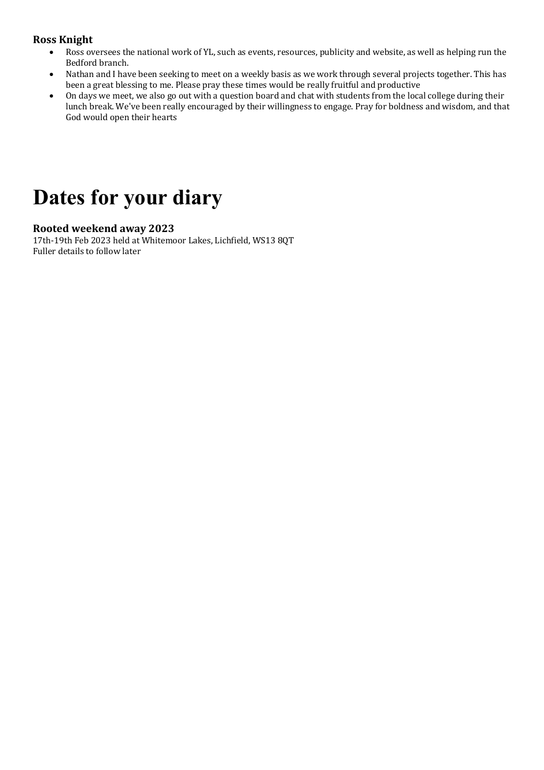### Ross Knight

- Ross oversees the national work of YL, such as events, resources, publicity and website, as well as helping run the Bedford branch.
- Nathan and I have been seeking to meet on a weekly basis as we work through several projects together. This has been a great blessing to me. Please pray these times would be really fruitful and productive
- On days we meet, we also go out with a question board and chat with students from the local college during their lunch break. We've been really encouraged by their willingness to engage. Pray for boldness and wisdom, and that God would open their hearts

# Dates for your diary

### Rooted weekend away 2023

17th-19th Feb 2023 held at Whitemoor Lakes, Lichfield, WS13 8QT
Fuller details to follow later